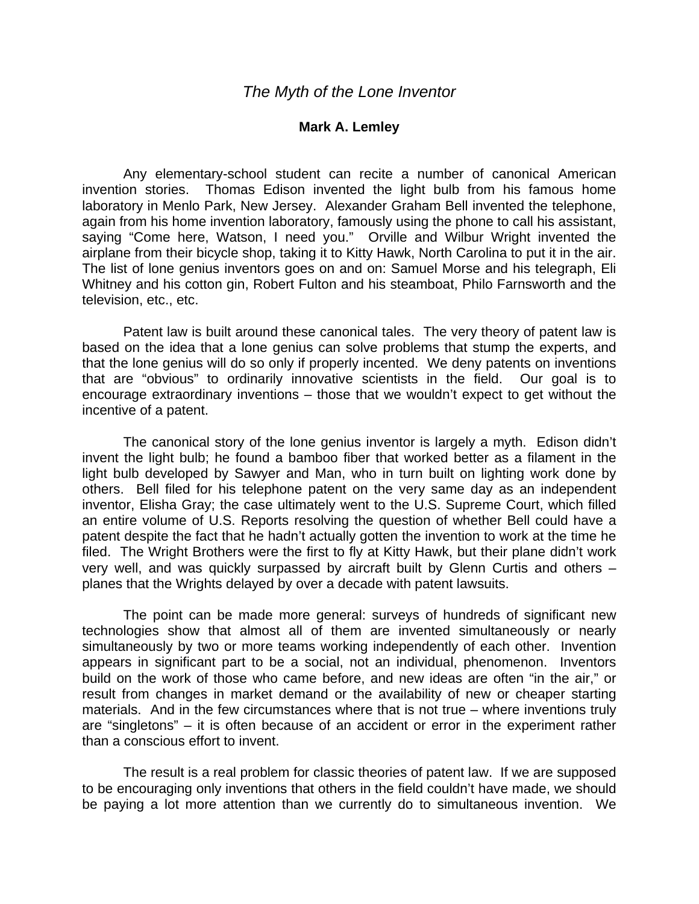# *The Myth of the Lone Inventor*

**Mark A. Lemley**

Any elementary-school student can recite a number of canonical American invention stories. Thomas Edison invented the light bulb from his famous home laboratory in Menlo Park, New Jersey. Alexander Graham Bell invented the telephone, again from his home invention laboratory, famously using the phone to call his assistant, saying "Come here, Watson, I need you." Orville and Wilbur Wright invented the airplane from their bicycle shop, taking it to Kitty Hawk, North Carolina to put it in the air. The list of lone genius inventors goes on and on: Samuel Morse and his telegraph, Eli Whitney and his cotton gin, Robert Fulton and his steamboat, Philo Farnsworth and the television, etc., etc.

Patent law is built around these canonical tales. The very theory of patent law is based on the idea that a lone genius can solve problems that stump the experts, and that the lone genius will do so only if properly incented. We deny patents on inventions that are "obvious" to ordinarily innovative scientists in the field. Our goal is to encourage extraordinary inventions – those that we wouldn't expect to get without the incentive of a patent.

The canonical story of the lone genius inventor is largely a myth. Edison didn't invent the light bulb; he found a bamboo fiber that worked better as a filament in the light bulb developed by Sawyer and Man, who in turn built on lighting work done by others. Bell filed for his telephone patent on the very same day as an independent inventor, Elisha Gray; the case ultimately went to the U.S. Supreme Court, which filled an entire volume of U.S. Reports resolving the question of whether Bell could have a patent despite the fact that he hadn't actually gotten the invention to work at the time he filed. The Wright Brothers were the first to fly at Kitty Hawk, but their plane didn't work very well, and was quickly surpassed by aircraft built by Glenn Curtis and others – planes that the Wrights delayed by over a decade with patent lawsuits.

The point can be made more general: surveys of hundreds of significant new technologies show that almost all of them are invented simultaneously or nearly simultaneously by two or more teams working independently of each other. Invention appears in significant part to be a social, not an individual, phenomenon. Inventors build on the work of those who came before, and new ideas are often "in the air," or result from changes in market demand or the availability of new or cheaper starting materials. And in the few circumstances where that is not true – where inventions truly are "singletons" – it is often because of an accident or error in the experiment rather than a conscious effort to invent.

The result is a real problem for classic theories of patent law. If we are supposed to be encouraging only inventions that others in the field couldn't have made, we should be paying a lot more attention than we currently do to simultaneous invention. We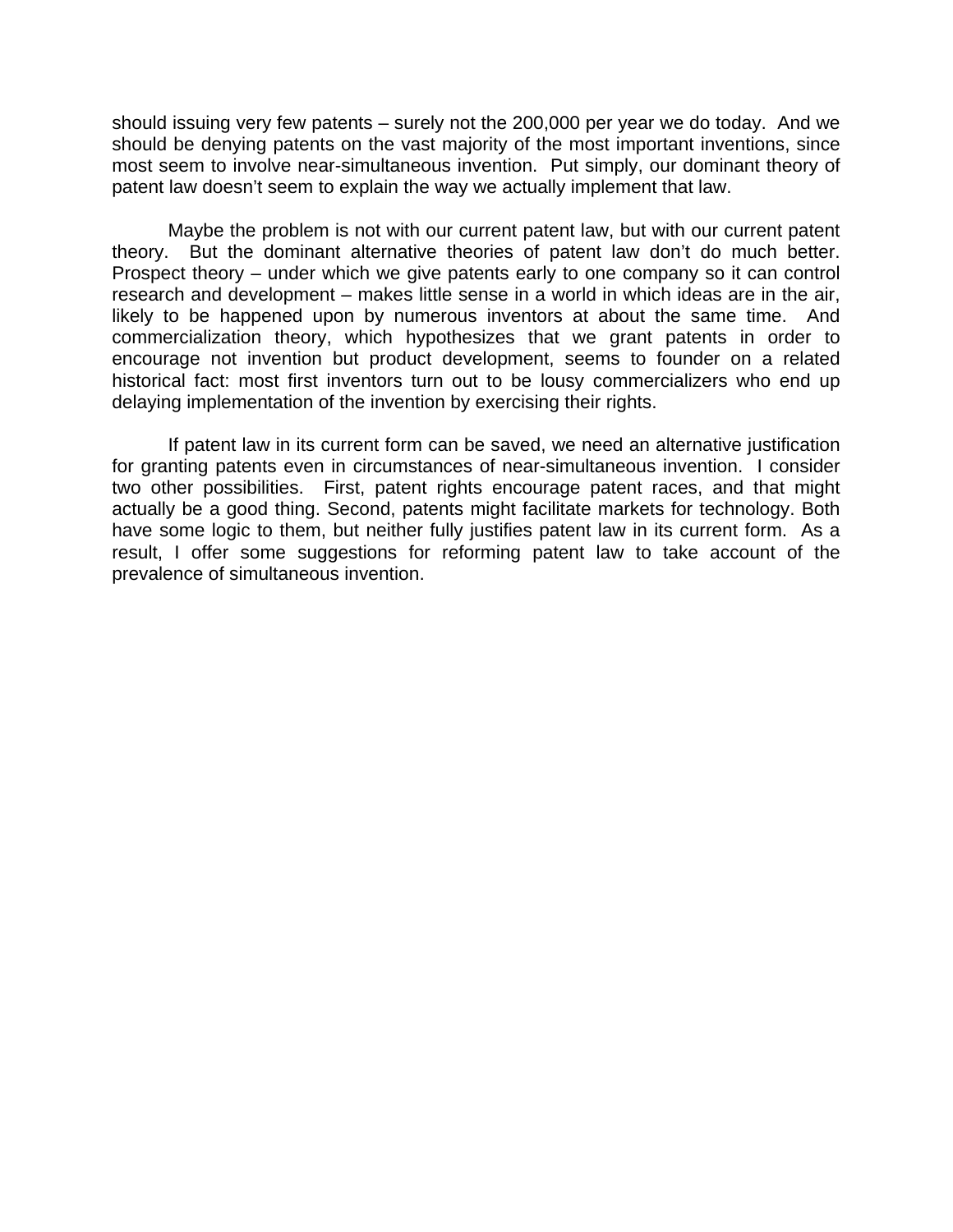should issuing very few patents – surely not the 200,000 per year we do today. And we should be denying patents on the vast majority of the most important inventions, since most seem to involve near-simultaneous invention. Put simply, our dominant theory of patent law doesn't seem to explain the way we actually implement that law.

Maybe the problem is not with our current patent law, but with our current patent theory. But the dominant alternative theories of patent law don't do much better. Prospect theory – under which we give patents early to one company so it can control research and development – makes little sense in a world in which ideas are in the air, likely to be happened upon by numerous inventors at about the same time. And commercialization theory, which hypothesizes that we grant patents in order to encourage not invention but product development, seems to founder on a related historical fact: most first inventors turn out to be lousy commercializers who end up delaying implementation of the invention by exercising their rights.

If patent law in its current form can be saved, we need an alternative justification for granting patents even in circumstances of near-simultaneous invention. I consider two other possibilities. First, patent rights encourage patent races, and that might actually be a good thing. Second, patents might facilitate markets for technology. Both have some logic to them, but neither fully justifies patent law in its current form. As a result, I offer some suggestions for reforming patent law to take account of the prevalence of simultaneous invention.